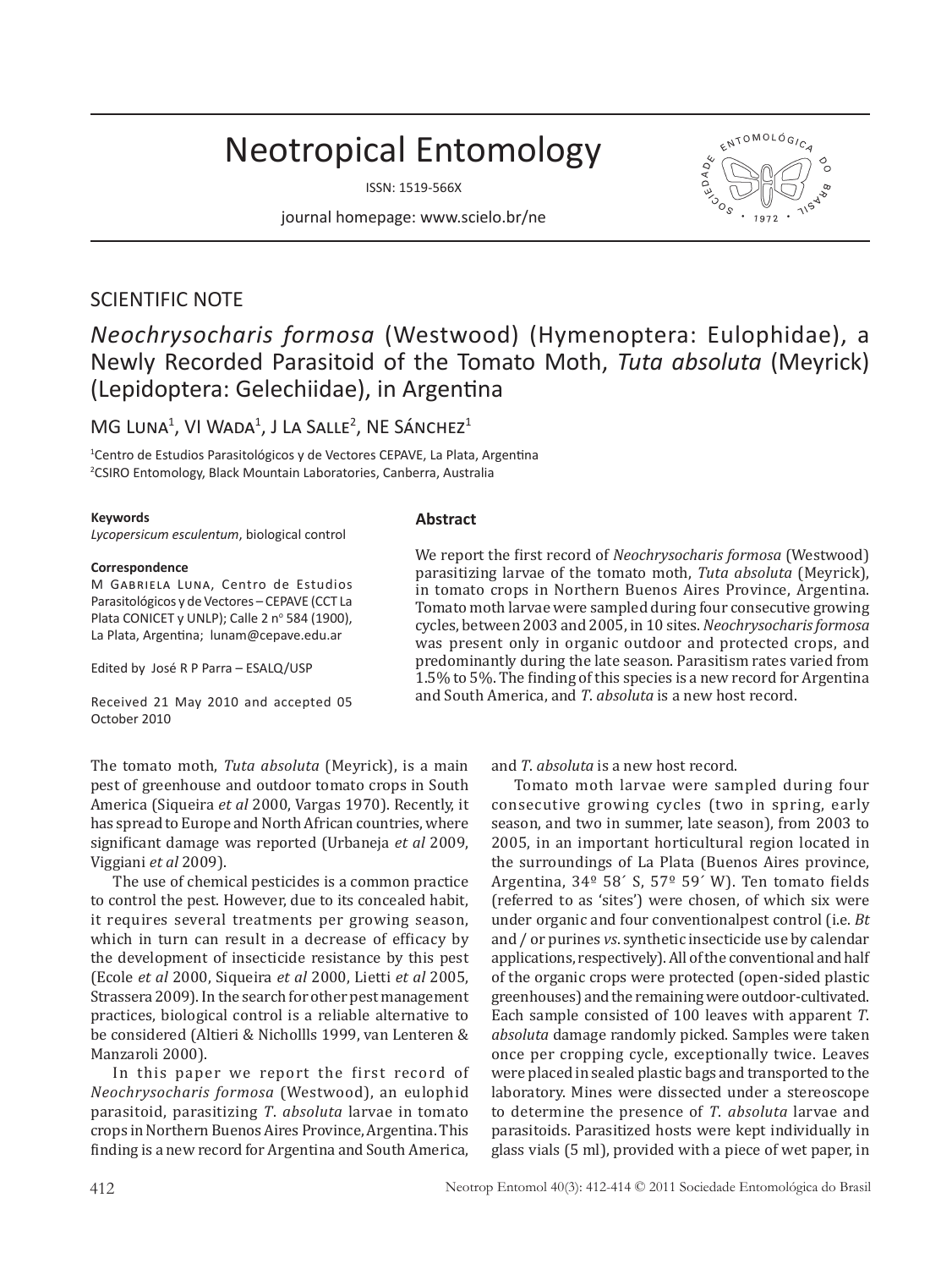# Neotropical Entomology

ISSN: 1519-566X

journal homepage: www.scielo.br/ne

## SCIENTIFIC NOTE

# *Neochrysocharis formosa* (Westwood) (Hymenoptera: Eulophidae), a Newly Recorded Parasitoid of the Tomato Moth, *Tuta absoluta* (Meyrick) (Lepidoptera: Gelechiidae), in Argentina

MG Luna[1], VI Wada[1], J La Salle[2], NE Sánchez[1]

[1]Centro de Estudios Parasitológicos y de Vectores CEPAVE, La Plata, Argentina
[2]CSIRO Entomology, Black Mountain Laboratories, Canberra, Australia

**Keywords**
*Lycopersicum esculentum*, biological control

**Correspondence**
M Gabriela Luna, Centro de Estudios Parasitológicos y de Vectores – CEPAVE (CCT La Plata CONICET y UNLP); Calle 2 nº 584 (1900), La Plata, Argentina; lunam@cepave.edu.ar

Edited by José R P Parra – ESALQ/USP

Received 21 May 2010 and accepted 05 October 2010

**Abstract**

We report the first record of *Neochrysocharis formosa* (Westwood) parasitizing larvae of the tomato moth, *Tuta absoluta* (Meyrick), in tomato crops in Northern Buenos Aires Province, Argentina. Tomato moth larvae were sampled during four consecutive growing cycles, between 2003 and 2005, in 10 sites. *Neochrysocharis formosa* was present only in organic outdoor and protected crops, and predominantly during the late season. Parasitism rates varied from 1.5% to 5%. The finding of this species is a new record for Argentina and South America, and *T. absoluta* is a new host record.

The tomato moth, *Tuta absoluta* (Meyrick), is a main pest of greenhouse and outdoor tomato crops in South America (Siqueira *et al* 2000, Vargas 1970). Recently, it has spread to Europe and North African countries, where significant damage was reported (Urbaneja *et al* 2009, Viggiani *et al* 2009).

The use of chemical pesticides is a common practice to control the pest. However, due to its concealed habit, it requires several treatments per growing season, which in turn can result in a decrease of efficacy by the development of insecticide resistance by this pest (Ecole *et al* 2000, Siqueira *et al* 2000, Lietti *et al* 2005, Strassera 2009). In the search for other pest management practices, biological control is a reliable alternative to be considered (Altieri & Nichollls 1999, van Lenteren & Manzaroli 2000).

In this paper we report the first record of *Neochrysocharis formosa* (Westwood), an eulophid parasitoid, parasitizing *T. absoluta* larvae in tomato crops in Northern Buenos Aires Province, Argentina. This finding is a new record for Argentina and South America, and *T. absoluta* is a new host record.

Tomato moth larvae were sampled during four consecutive growing cycles (two in spring, early season, and two in summer, late season), from 2003 to 2005, in an important horticultural region located in the surroundings of La Plata (Buenos Aires province, Argentina, 34º 58´ S, 57º 59´ W). Ten tomato fields (referred to as 'sites') were chosen, of which six were under organic and four conventionalpest control (i.e. *Bt* and / or purines *vs*. synthetic insecticide use by calendar applications, respectively). All of the conventional and half of the organic crops were protected (open-sided plastic greenhouses) and the remaining were outdoor-cultivated. Each sample consisted of 100 leaves with apparent *T. absoluta* damage randomly picked. Samples were taken once per cropping cycle, exceptionally twice. Leaves were placed in sealed plastic bags and transported to the laboratory. Mines were dissected under a stereoscope to determine the presence of *T. absoluta* larvae and parasitoids. Parasitized hosts were kept individually in glass vials (5 ml), provided with a piece of wet paper, in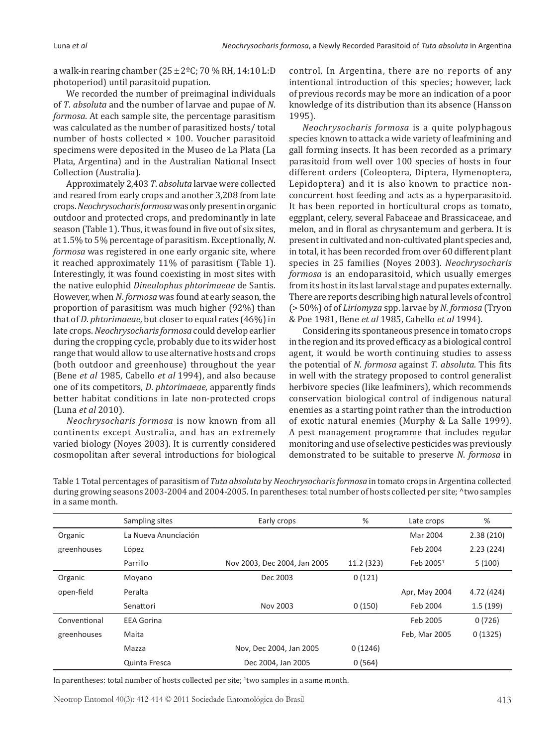a walk-in rearing chamber (25 ± 2ºC; 70 % RH, 14:10 L:D photoperiod) until parasitoid pupation.

We recorded the number of preimaginal individuals of *T. absoluta* and the number of larvae and pupae of *N. formosa*. At each sample site, the percentage parasitism was calculated as the number of parasitized hosts/ total number of hosts collected × 100. Voucher parasitoid specimens were deposited in the Museo de La Plata (La Plata, Argentina) and in the Australian National Insect Collection (Australia).

Approximately 2,403 *T. absoluta* larvae were collected and reared from early crops and another 3,208 from late crops. *Neochrysocharis formosa* was only present in organic outdoor and protected crops, and predominantly in late season (Table 1). Thus, it was found in five out of six sites, at 1.5% to 5% percentage of parasitism. Exceptionally, *N. formosa* was registered in one early organic site, where it reached approximately 11% of parasitism (Table 1). Interestingly, it was found coexisting in most sites with the native eulophid *Dineulophus phtorimaeae* de Santis. However, when *N. formosa* was found at early season, the proportion of parasitism was much higher (92%) than that of *D. phtorimaeae,* but closer to equal rates (46%) in late crops. *Neochrysocharis formosa* could develop earlier during the cropping cycle, probably due to its wider host range that would allow to use alternative hosts and crops (both outdoor and greenhouse) throughout the year (Bene *et al* 1985, Cabello *et al* 1994), and also because one of its competitors, *D. phtorimaeae*, apparently finds better habitat conditions in late non-protected crops (Luna *et al* 2010).

*Neochrysocharis formosa* is now known from all continents except Australia, and has an extremely varied biology (Noyes 2003). It is currently considered cosmopolitan after several introductions for biological control. In Argentina, there are no reports of any intentional introduction of this species; however, lack of previous records may be more an indication of a poor knowledge of its distribution than its absence (Hansson 1995).

*Neochrysocharis formosa* is a quite polyphagous species known to attack a wide variety of leafmining and gall forming insects. It has been recorded as a primary parasitoid from well over 100 species of hosts in four different orders (Coleoptera, Diptera, Hymenoptera, Lepidoptera) and it is also known to practice non-concurrent host feeding and acts as a hyperparasitoid. It has been reported in horticultural crops as tomato, eggplant, celery, several Fabaceae and Brassicaceae, and melon, and in floral as chrysantemum and gerbera. It is present in cultivated and non-cultivated plant species and, in total, it has been recorded from over 60 different plant species in 25 families (Noyes 2003). *Neochrysocharis formosa* is an endoparasitoid, which usually emerges from its host in its last larval stage and pupates externally. There are reports describing high natural levels of control (> 50%) of of *Liriomyza* spp. larvae by *N. formosa* (Tryon & Poe 1981, Bene *et al* 1985, Cabello *et al* 1994).

Considering its spontaneous presence in tomato crops in the region and its proved efficacy as a biological control agent, it would be worth continuing studies to assess the potential of *N. formosa* against *T. absoluta*. This fits in well with the strategy proposed to control generalist herbivore species (like leafminers), which recommends conservation biological control of indigenous natural enemies as a starting point rather than the introduction of exotic natural enemies (Murphy & La Salle 1999). A pest management programme that includes regular monitoring and use of selective pesticides was previously demonstrated to be suitable to preserve *N. formosa* in

Table 1 Total percentages of parasitism of *Tuta absoluta* by *Neochrysocharis formosa* in tomato crops in Argentina collected during growing seasons 2003-2004 and 2004-2005. In parentheses: total number of hosts collected per site; ^two samples in a same month.

| | Sampling sites | Early crops | % | Late crops | % |
|---|---|---|---|---|---|
| Organic greenhouses | La Nueva Anunciación | | | Mar 2004 | 2.38 (210) |
| | López | | | Feb 2004 | 2.23 (224) |
| | Parrillo | Nov 2003, Dec 2004, Jan 2005 | 11.2 (323) | Feb 2005[1] | 5 (100) |
| Organic open-field | Moyano | Dec 2003 | 0 (121) | | |
| | Peralta | | | Apr, May 2004 | 4.72 (424) |
| | Senattori | Nov 2003 | 0 (150) | Feb 2004 | 1.5 (199) |
| Conventional greenhouses | EEA Gorina | | | Feb 2005 | 0 (726) |
| | Maita | | | Feb, Mar 2005 | 0 (1325) |
| | Mazza | Nov, Dec 2004, Jan 2005 | 0 (1246) | | |
| | Quinta Fresca | Dec 2004, Jan 2005 | 0 (564) | | |

In parentheses: total number of hosts collected per site; [1]two samples in a same month.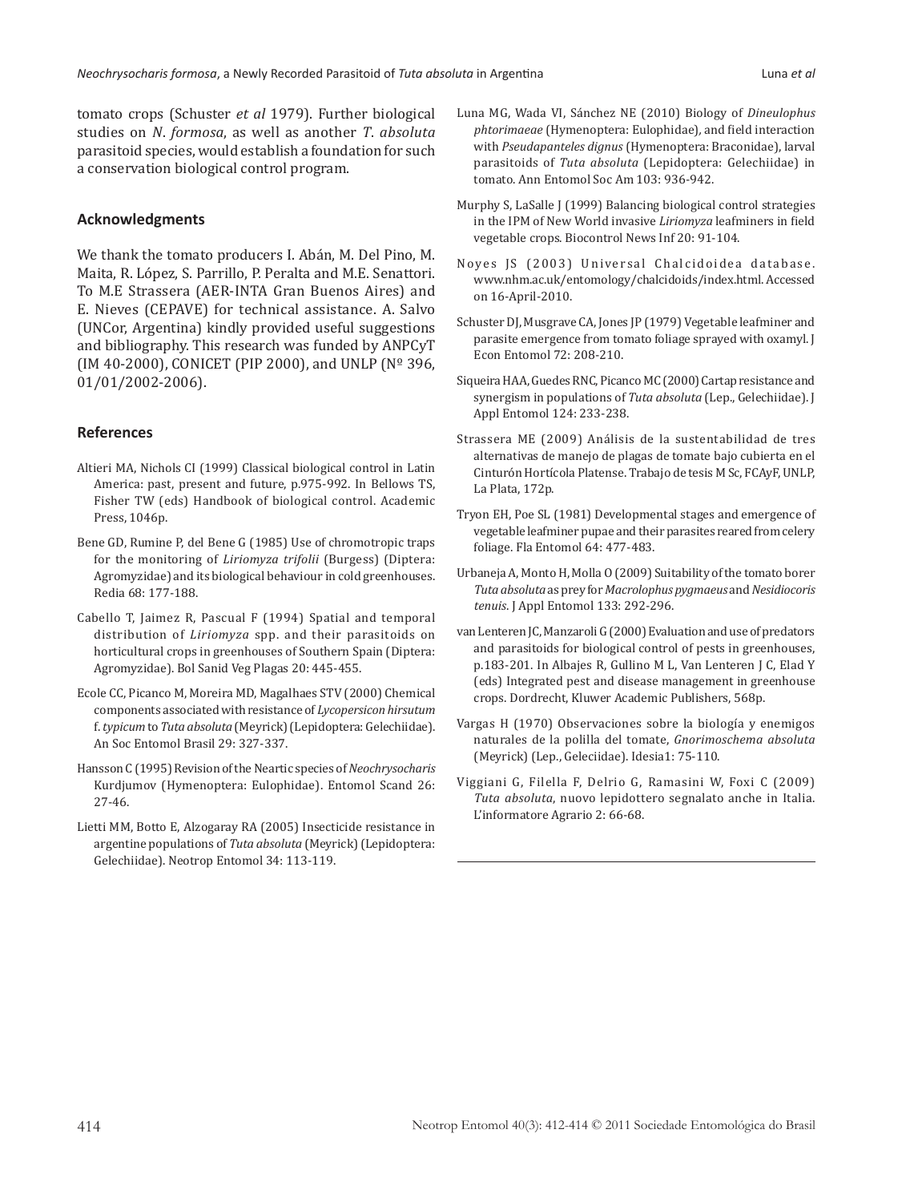tomato crops (Schuster *et al* 1979). Further biological studies on *N. formosa*, as well as another *T. absoluta* parasitoid species, would establish a foundation for such a conservation biological control program.

## Acknowledgments

We thank the tomato producers I. Abán, M. Del Pino, M. Maita, R. López, S. Parrillo, P. Peralta and M.E. Senattori. To M.E Strassera (AER-INTA Gran Buenos Aires) and E. Nieves (CEPAVE) for technical assistance. A. Salvo (UNCor, Argentina) kindly provided useful suggestions and bibliography. This research was funded by ANPCyT (IM 40-2000), CONICET (PIP 2000), and UNLP (Nº 396, 01/01/2002-2006).

## References

Altieri MA, Nichols CI (1999) Classical biological control in Latin America: past, present and future, p.975-992. In Bellows TS, Fisher TW (eds) Handbook of biological control. Academic Press, 1046p.

Bene GD, Rumine P, del Bene G (1985) Use of chromotropic traps for the monitoring of *Liriomyza trifolii* (Burgess) (Diptera: Agromyzidae) and its biological behaviour in cold greenhouses. Redia 68: 177-188.

Cabello T, Jaimez R, Pascual F (1994) Spatial and temporal distribution of *Liriomyza* spp. and their parasitoids on horticultural crops in greenhouses of Southern Spain (Diptera: Agromyzidae). Bol Sanid Veg Plagas 20: 445-455.

Ecole CC, Picanco M, Moreira MD, Magalhaes STV (2000) Chemical components associated with resistance of *Lycopersicon hirsutum* f. *typicum* to *Tuta absoluta* (Meyrick) (Lepidoptera: Gelechiidae). An Soc Entomol Brasil 29: 327-337.

Hansson C (1995) Revision of the Nearctic species of *Neochrysocharis* Kurdjumov (Hymenoptera: Eulophidae). Entomol Scand 26: 27-46.

Lietti MM, Botto E, Alzogaray RA (2005) Insecticide resistance in argentine populations of *Tuta absoluta* (Meyrick) (Lepidoptera: Gelechiidae). Neotrop Entomol 34: 113-119.

Luna MG, Wada VI, Sánchez NE (2010) Biology of *Dineulophus phtorimaeae* (Hymenoptera: Eulophidae), and field interaction with *Pseudapanteles dignus* (Hymenoptera: Braconidae), larval parasitoids of *Tuta absoluta* (Lepidoptera: Gelechiidae) in tomato. Ann Entomol Soc Am 103: 936-942.

Murphy S, LaSalle J (1999) Balancing biological control strategies in the IPM of New World invasive *Liriomyza* leafminers in field vegetable crops. Biocontrol News Inf 20: 91-104.

Noyes JS (2003) Universal Chalcidoidea database. www.nhm.ac.uk/entomology/chalcidoids/index.html. Accessed on 16-April-2010.

Schuster DJ, Musgrave CA, Jones JP (1979) Vegetable leafminer and parasite emergence from tomato foliage sprayed with oxamyl. J Econ Entomol 72: 208-210.

Siqueira HAA, Guedes RNC, Picanco MC (2000) Cartap resistance and synergism in populations of *Tuta absoluta* (Lep., Gelechiidae). J Appl Entomol 124: 233-238.

Strassera ME (2009) Análisis de la sustentabilidad de tres alternativas de manejo de plagas de tomate bajo cubierta en el Cinturón Hortícola Platense. Trabajo de tesis M Sc, FCAyF, UNLP, La Plata, 172p.

Tryon EH, Poe SL (1981) Developmental stages and emergence of vegetable leafminer pupae and their parasites reared from celery foliage. Fla Entomol 64: 477-483.

Urbaneja A, Monto H, Molla O (2009) Suitability of the tomato borer *Tuta absoluta* as prey for *Macrolophus pygmaeus* and *Nesidiocoris tenuis*. J Appl Entomol 133: 292-296.

van Lenteren JC, Manzaroli G (2000) Evaluation and use of predators and parasitoids for biological control of pests in greenhouses, p.183-201. In Albajes R, Gullino M L, Van Lenteren J C, Elad Y (eds) Integrated pest and disease management in greenhouse crops. Dordrecht, Kluwer Academic Publishers, 568p.

Vargas H (1970) Observaciones sobre la biología y enemigos naturales de la polilla del tomate, *Gnorimoschema absoluta* (Meyrick) (Lep., Geleciidae). Idesia1: 75-110.

Viggiani G, Filella F, Delrio G, Ramasini W, Foxi C (2009) *Tuta absoluta*, nuovo lepidottero segnalato anche in Italia. L'informatore Agrario 2: 66-68.